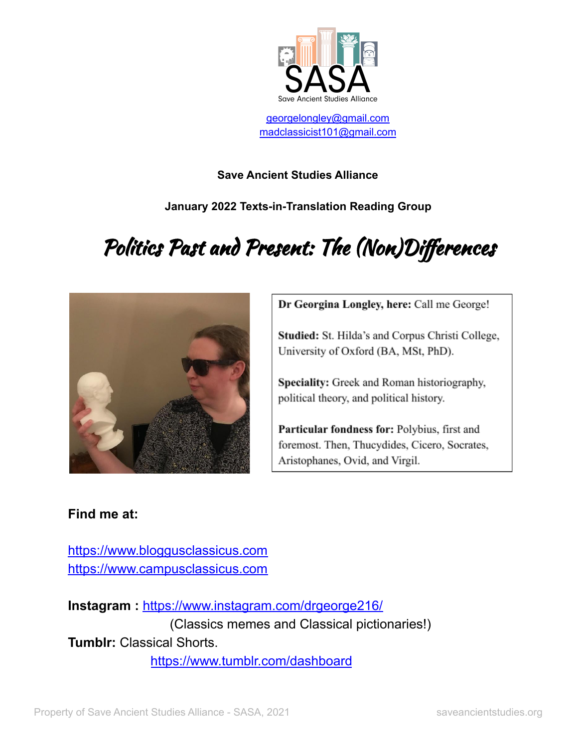SASA

Save Ancient Studies Alliance

georgelongley@gmail.com
madclassicist101@gmail.com

**Save Ancient Studies Alliance**

**January 2022 Texts-in-Translation Reading Group**

# *Politics Past and Present: The (Non)Differences*

**Dr Georgina Longley, here:** Call me George!

**Studied:** St. Hilda's and Corpus Christi College, University of Oxford (BA, MSt, PhD).

**Speciality:** Greek and Roman historiography, political theory, and political history.

**Particular fondness for:** Polybius, first and foremost. Then, Thucydides, Cicero, Socrates, Aristophanes, Ovid, and Virgil.

**Find me at:**

https://www.bloggusclassicus.com
https://www.campusclassicus.com

**Instagram :** https://www.instagram.com/drgeorge216/
(Classics memes and Classical pictionaries!)

**Tumblr:** Classical Shorts.
https://www.tumblr.com/dashboard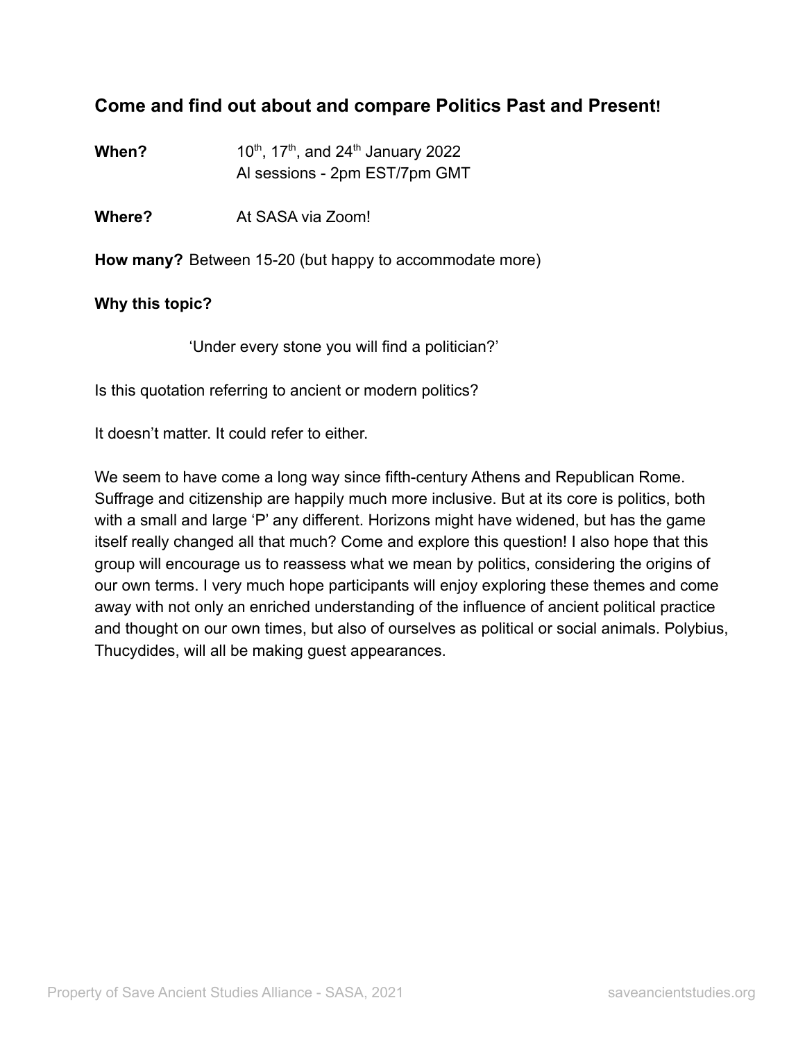## Come and find out about and compare Politics Past and Present!

**When?** 10th, 17th, and 24th January 2022
Al sessions - 2pm EST/7pm GMT

**Where?** At SASA via Zoom!

**How many?** Between 15-20 (but happy to accommodate more)

**Why this topic?**

'Under every stone you will find a politician?'

Is this quotation referring to ancient or modern politics?

It doesn't matter. It could refer to either.

We seem to have come a long way since fifth-century Athens and Republican Rome. Suffrage and citizenship are happily much more inclusive. But at its core is politics, both with a small and large 'P' any different. Horizons might have widened, but has the game itself really changed all that much? Come and explore this question! I also hope that this group will encourage us to reassess what we mean by politics, considering the origins of our own terms. I very much hope participants will enjoy exploring these themes and come away with not only an enriched understanding of the influence of ancient political practice and thought on our own times, but also of ourselves as political or social animals. Polybius, Thucydides, will all be making guest appearances.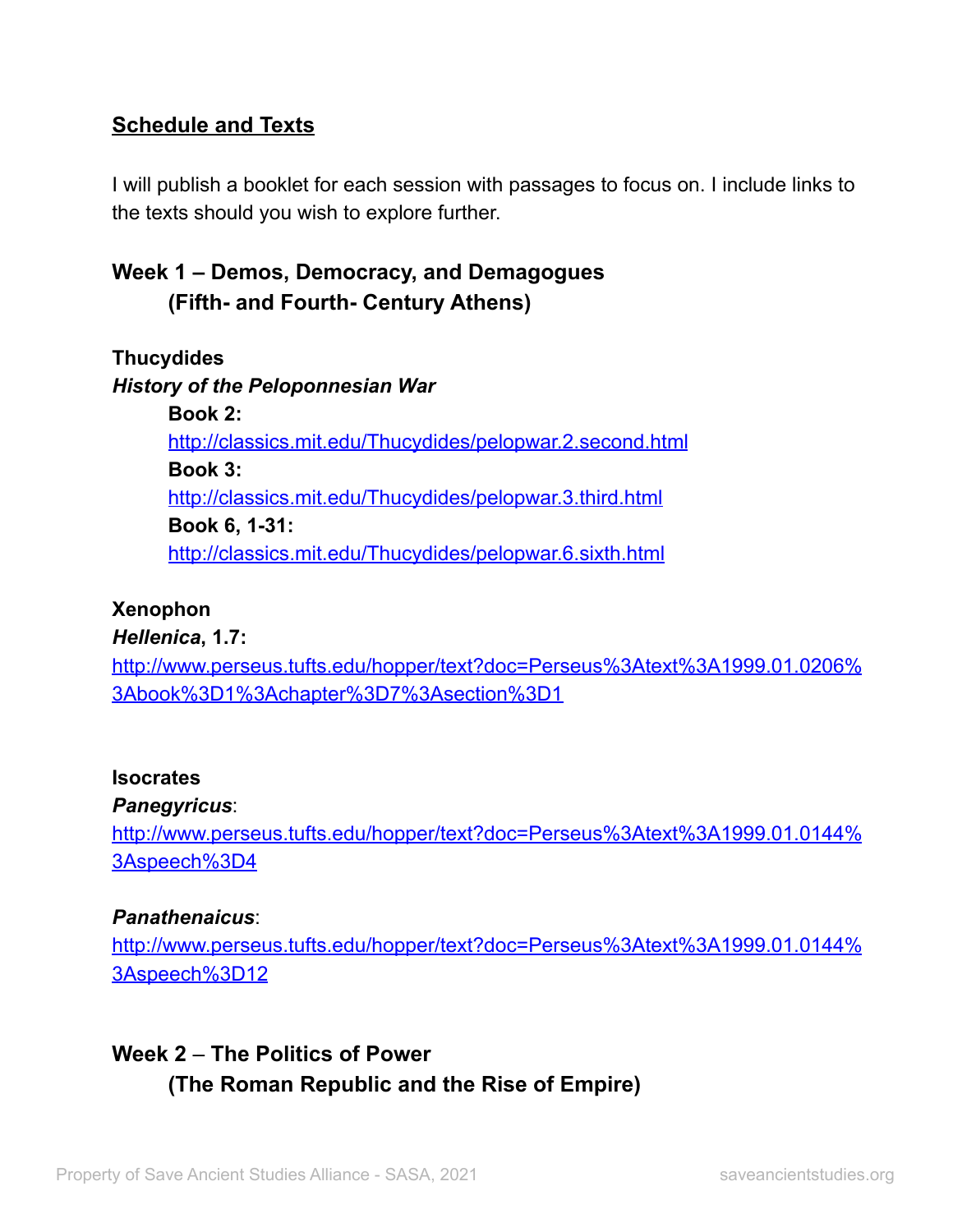## Schedule and Texts

I will publish a booklet for each session with passages to focus on. I include links to the texts should you wish to explore further.

### Week 1 – Demos, Democracy, and Demagogues
### (Fifth- and Fourth- Century Athens)

**Thucydides**

***History of the Peloponnesian War***

**Book 2:**
http://classics.mit.edu/Thucydides/pelopwar.2.second.html

**Book 3:**
http://classics.mit.edu/Thucydides/pelopwar.3.third.html

**Book 6, 1-31:**
http://classics.mit.edu/Thucydides/pelopwar.6.sixth.html

**Xenophon**

***Hellenica*, 1.7:**
http://www.perseus.tufts.edu/hopper/text?doc=Perseus%3Atext%3A1999.01.0206%3Abook%3D1%3Achapter%3D7%3Asection%3D1

**Isocrates**

***Panegyricus***:
http://www.perseus.tufts.edu/hopper/text?doc=Perseus%3Atext%3A1999.01.0144%3Aspeech%3D4

***Panathenaicus***:
http://www.perseus.tufts.edu/hopper/text?doc=Perseus%3Atext%3A1999.01.0144%3Aspeech%3D12

### Week 2 – The Politics of Power
### (The Roman Republic and the Rise of Empire)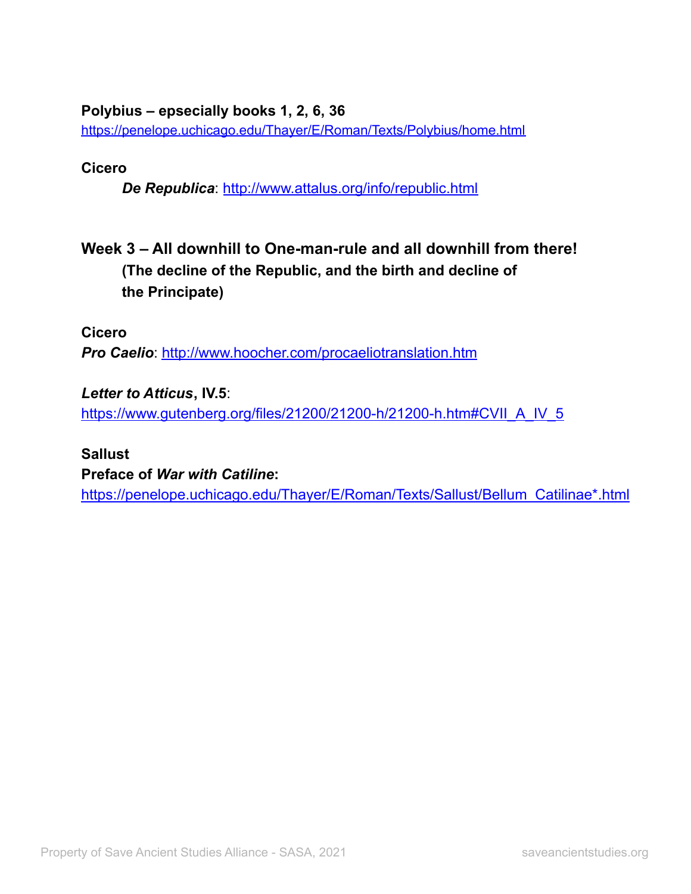**Polybius – epsecially books 1, 2, 6, 36**
https://penelope.uchicago.edu/Thayer/E/Roman/Texts/Polybius/home.html

**Cicero**

***De Republica***: http://www.attalus.org/info/republic.html

## Week 3 – All downhill to One-man-rule and all downhill from there!

### (The decline of the Republic, and the birth and decline of the Principate)

**Cicero**

***Pro Caelio***: http://www.hoocher.com/procaeliotranslation.htm

***Letter to Atticus*, IV.5**:
https://www.gutenberg.org/files/21200/21200-h/21200-h.htm#CVII_A_IV_5

**Sallust**

**Preface of *War with Catiline*:**
https://penelope.uchicago.edu/Thayer/E/Roman/Texts/Sallust/Bellum_Catilinae*.html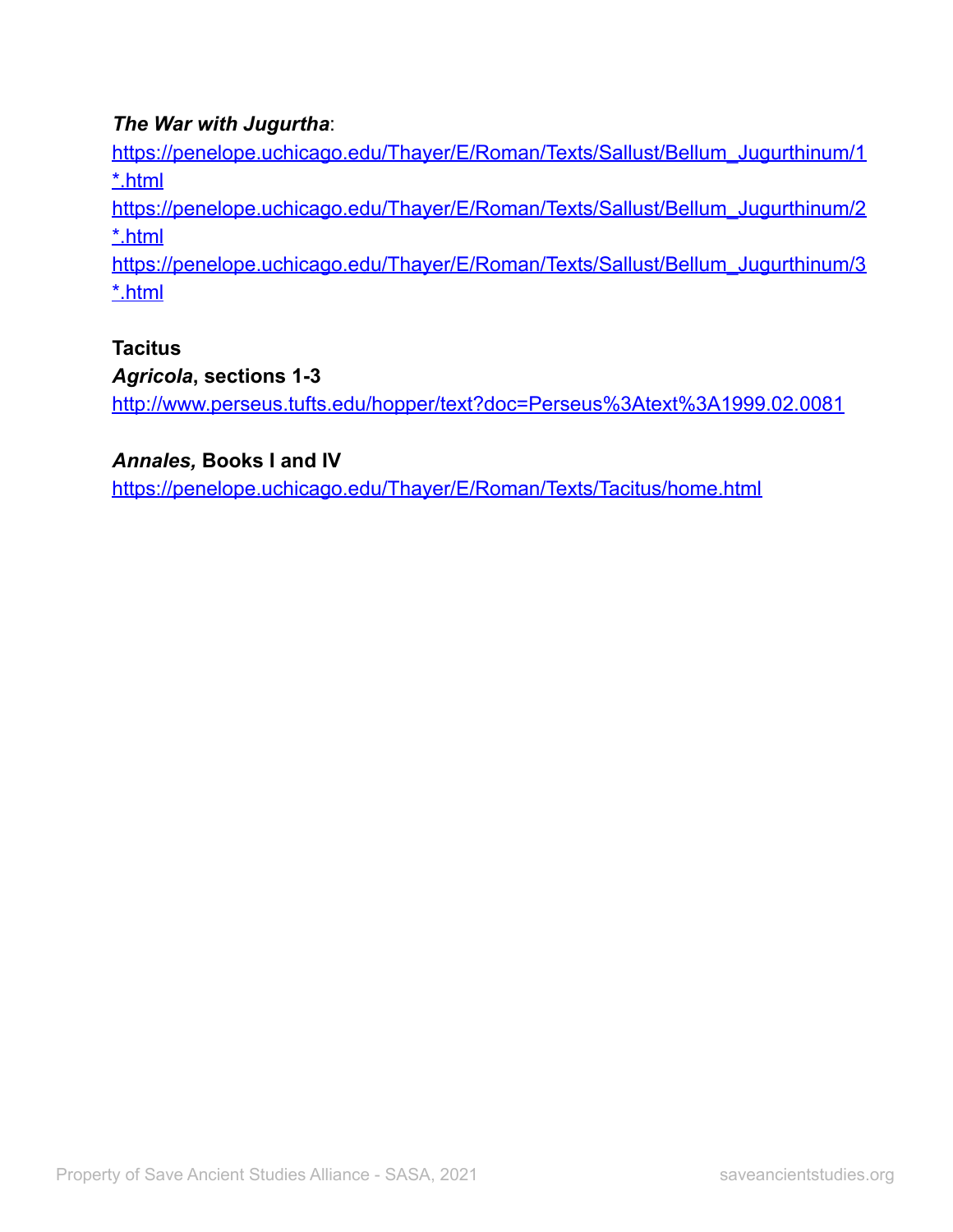***The War with Jugurtha***:

https://penelope.uchicago.edu/Thayer/E/Roman/Texts/Sallust/Bellum_Jugurthinum/1*.html

https://penelope.uchicago.edu/Thayer/E/Roman/Texts/Sallust/Bellum_Jugurthinum/2*.html

https://penelope.uchicago.edu/Thayer/E/Roman/Texts/Sallust/Bellum_Jugurthinum/3*.html

**Tacitus**

***Agricola*, sections 1-3**

http://www.perseus.tufts.edu/hopper/text?doc=Perseus%3Atext%3A1999.02.0081

***Annales,* Books I and IV**

https://penelope.uchicago.edu/Thayer/E/Roman/Texts/Tacitus/home.html